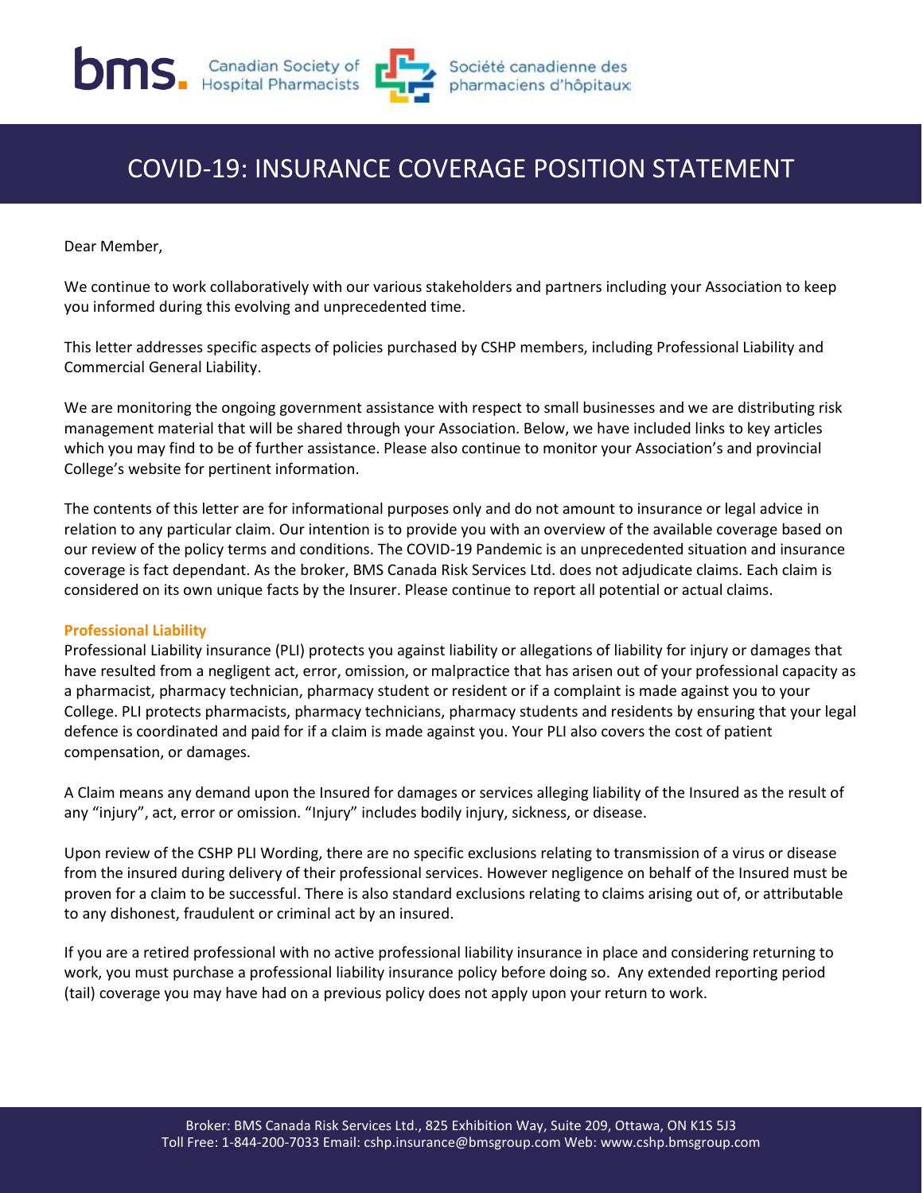# COVID-19: INSURANCE COVERAGE POSITION STATEMENT

Dear Member,

We continue to work collaboratively with our various stakeholders and partners including your Association to keep you informed during this evolving and unprecedented time.

This letter addresses specific aspects of policies purchased by CSHP members, including Professional Liability and Commercial General Liability.

We are monitoring the ongoing government assistance with respect to small businesses and we are distributing risk management material that will be shared through your Association. Below, we have included links to key articles which you may find to be of further assistance. Please also continue to monitor your Association's and provincial College's website for pertinent information.

The contents of this letter are for informational purposes only and do not amount to insurance or legal advice in relation to any particular claim. Our intention is to provide you with an overview of the available coverage based on our review of the policy terms and conditions. The COVID-19 Pandemic is an unprecedented situation and insurance coverage is fact dependant. As the broker, BMS Canada Risk Services Ltd. does not adjudicate claims. Each claim is considered on its own unique facts by the Insurer. Please continue to report all potential or actual claims.

## Professional Liability

Professional Liability insurance (PLI) protects you against liability or allegations of liability for injury or damages that have resulted from a negligent act, error, omission, or malpractice that has arisen out of your professional capacity as a pharmacist, pharmacy technician, pharmacy student or resident or if a complaint is made against you to your College. PLI protects pharmacists, pharmacy technicians, pharmacy students and residents by ensuring that your legal defence is coordinated and paid for if a claim is made against you. Your PLI also covers the cost of patient compensation, or damages.

A Claim means any demand upon the Insured for damages or services alleging liability of the Insured as the result of any "injury", act, error or omission. "Injury" includes bodily injury, sickness, or disease.

Upon review of the CSHP PLI Wording, there are no specific exclusions relating to transmission of a virus or disease from the insured during delivery of their professional services. However negligence on behalf of the Insured must be proven for a claim to be successful. There is also standard exclusions relating to claims arising out of, or attributable to any dishonest, fraudulent or criminal act by an insured.

If you are a retired professional with no active professional liability insurance in place and considering returning to work, you must purchase a professional liability insurance policy before doing so. Any extended reporting period (tail) coverage you may have had on a previous policy does not apply upon your return to work.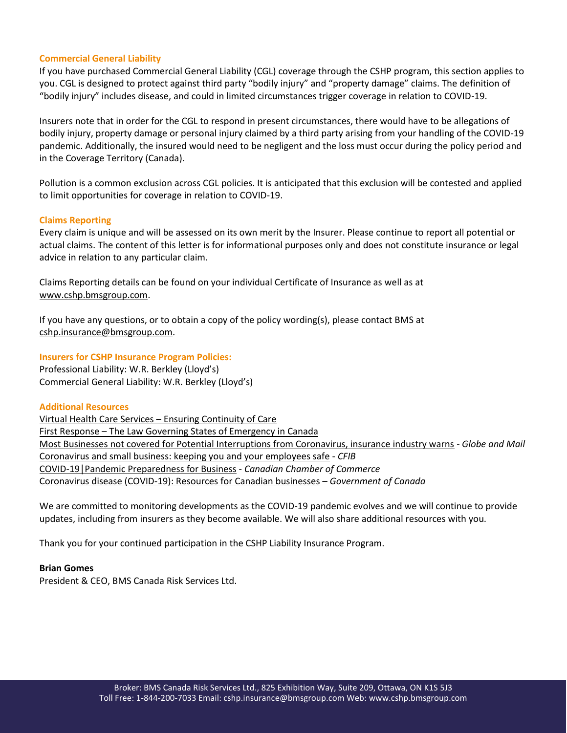## Commercial General Liability

If you have purchased Commercial General Liability (CGL) coverage through the CSHP program, this section applies to you. CGL is designed to protect against third party "bodily injury" and "property damage" claims. The definition of "bodily injury" includes disease, and could in limited circumstances trigger coverage in relation to COVID-19.

Insurers note that in order for the CGL to respond in present circumstances, there would have to be allegations of bodily injury, property damage or personal injury claimed by a third party arising from your handling of the COVID-19 pandemic. Additionally, the insured would need to be negligent and the loss must occur during the policy period and in the Coverage Territory (Canada).

Pollution is a common exclusion across CGL policies. It is anticipated that this exclusion will be contested and applied to limit opportunities for coverage in relation to COVID-19.

## Claims Reporting

Every claim is unique and will be assessed on its own merit by the Insurer. Please continue to report all potential or actual claims. The content of this letter is for informational purposes only and does not constitute insurance or legal advice in relation to any particular claim.

Claims Reporting details can be found on your individual Certificate of Insurance as well as at www.cshp.bmsgroup.com.

If you have any questions, or to obtain a copy of the policy wording(s), please contact BMS at cshp.insurance@bmsgroup.com.

## Insurers for CSHP Insurance Program Policies:

Professional Liability: W.R. Berkley (Lloyd's)
Commercial General Liability: W.R. Berkley (Lloyd's)

## Additional Resources

Virtual Health Care Services – Ensuring Continuity of Care
First Response – The Law Governing States of Emergency in Canada
Most Businesses not covered for Potential Interruptions from Coronavirus, insurance industry warns - *Globe and Mail*
Coronavirus and small business: keeping you and your employees safe - *CFIB*
COVID-19|Pandemic Preparedness for Business - *Canadian Chamber of Commerce*
Coronavirus disease (COVID-19): Resources for Canadian businesses – *Government of Canada*

We are committed to monitoring developments as the COVID-19 pandemic evolves and we will continue to provide updates, including from insurers as they become available. We will also share additional resources with you.

Thank you for your continued participation in the CSHP Liability Insurance Program.

**Brian Gomes**
President & CEO, BMS Canada Risk Services Ltd.

Broker: BMS Canada Risk Services Ltd., 825 Exhibition Way, Suite 209, Ottawa, ON K1S 5J3
Toll Free: 1-844-200-7033 Email: cshp.insurance@bmsgroup.com Web: www.cshp.bmsgroup.com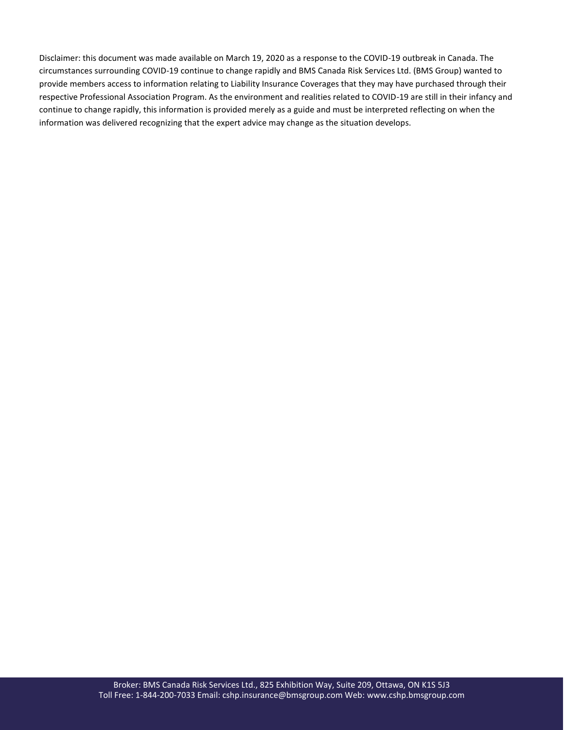Disclaimer: this document was made available on March 19, 2020 as a response to the COVID-19 outbreak in Canada. The circumstances surrounding COVID-19 continue to change rapidly and BMS Canada Risk Services Ltd. (BMS Group) wanted to provide members access to information relating to Liability Insurance Coverages that they may have purchased through their respective Professional Association Program. As the environment and realities related to COVID-19 are still in their infancy and continue to change rapidly, this information is provided merely as a guide and must be interpreted reflecting on when the information was delivered recognizing that the expert advice may change as the situation develops.